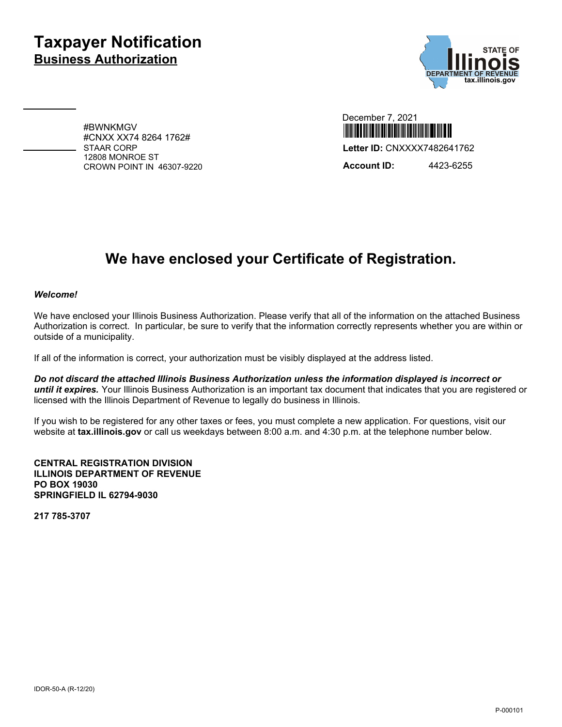# Taxpayer Notification

## Business Authorization

STATE OF Illinois
DEPARTMENT OF REVENUE
tax.illinois.gov

#BWNKMGV
#CNXX XX74 8264 1762#
STAAR CORP
12808 MONROE ST
CROWN POINT IN 46307-9220

December 7, 2021

**Letter ID:** CNXXXX7482641762

**Account ID:** 4423-6255

## We have enclosed your Certificate of Registration.

***Welcome!***

We have enclosed your Illinois Business Authorization. Please verify that all of the information on the attached Business Authorization is correct. In particular, be sure to verify that the information correctly represents whether you are within or outside of a municipality.

If all of the information is correct, your authorization must be visibly displayed at the address listed.

***Do not discard the attached Illinois Business Authorization unless the information displayed is incorrect or until it expires.*** Your Illinois Business Authorization is an important tax document that indicates that you are registered or licensed with the Illinois Department of Revenue to legally do business in Illinois.

If you wish to be registered for any other taxes or fees, you must complete a new application. For questions, visit our website at **tax.illinois.gov** or call us weekdays between 8:00 a.m. and 4:30 p.m. at the telephone number below.

**CENTRAL REGISTRATION DIVISION**
**ILLINOIS DEPARTMENT OF REVENUE**
**PO BOX 19030**
**SPRINGFIELD IL 62794-9030**

**217 785-3707**

IDOR-50-A (R-12/20)

P-000101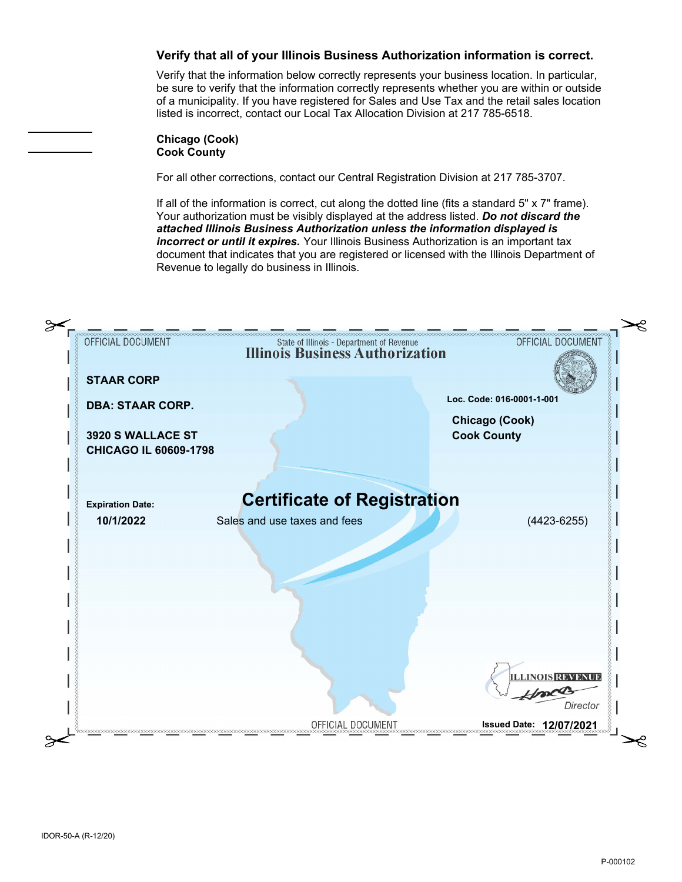## Verify that all of your Illinois Business Authorization information is correct.

Verify that the information below correctly represents your business location. In particular, be sure to verify that the information correctly represents whether you are within or outside of a municipality. If you have registered for Sales and Use Tax and the retail sales location listed is incorrect, contact our Local Tax Allocation Division at 217 785-6518.

**Chicago (Cook)**
**Cook County**

For all other corrections, contact our Central Registration Division at 217 785-3707.

If all of the information is correct, cut along the dotted line (fits a standard 5" x 7" frame). Your authorization must be visibly displayed at the address listed. ***Do not discard the attached Illinois Business Authorization unless the information displayed is incorrect or until it expires.*** Your Illinois Business Authorization is an important tax document that indicates that you are registered or licensed with the Illinois Department of Revenue to legally do business in Illinois.

---

OFFICIAL DOCUMENT — State of Illinois - Department of Revenue — OFFICIAL DOCUMENT

# Illinois Business Authorization

**STAAR CORP**

**DBA: STAAR CORP.**

**3920 S WALLACE ST**
**CHICAGO IL 60609-1798**

**Loc. Code: 016-0001-1-001**

**Chicago (Cook)**
**Cook County**

**Expiration Date:**
**10/1/2022**

## Certificate of Registration

Sales and use taxes and fees (4423-6255)

ILLINOIS REVENUE

Director

OFFICIAL DOCUMENT

**Issued Date: 12/07/2021**

IDOR-50-A (R-12/20)

P-000102